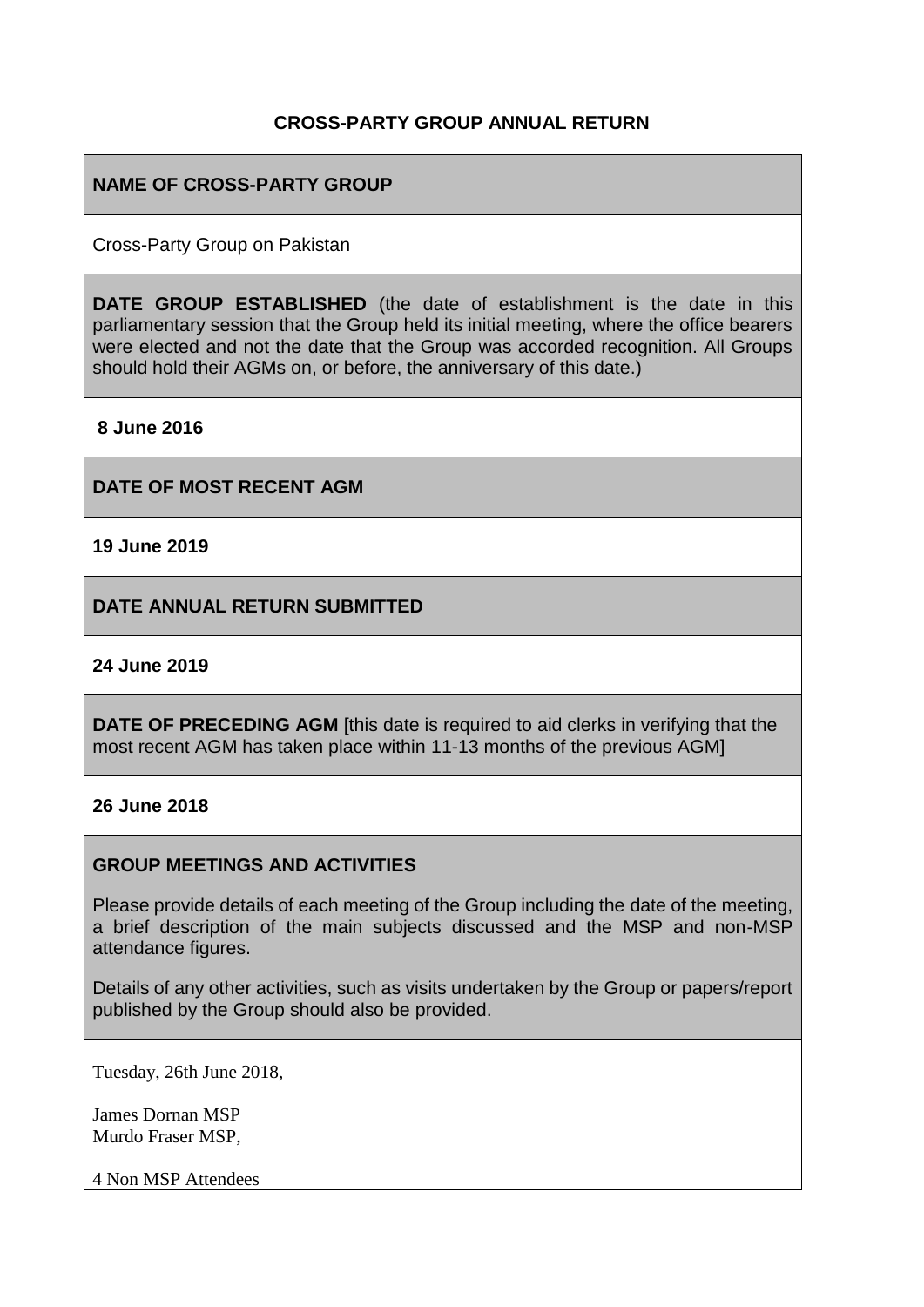# CROSS-PARTY GROUP ANNUAL RETURN

## NAME OF CROSS-PARTY GROUP

Cross-Party Group on Pakistan

**DATE GROUP ESTABLISHED** (the date of establishment is the date in this parliamentary session that the Group held its initial meeting, where the office bearers were elected and not the date that the Group was accorded recognition. All Groups should hold their AGMs on, or before, the anniversary of this date.)

**8 June 2016**

## DATE OF MOST RECENT AGM

**19 June 2019**

## DATE ANNUAL RETURN SUBMITTED

**24 June 2019**

**DATE OF PRECEDING AGM** [this date is required to aid clerks in verifying that the most recent AGM has taken place within 11-13 months of the previous AGM]

**26 June 2018**

## GROUP MEETINGS AND ACTIVITIES

Please provide details of each meeting of the Group including the date of the meeting, a brief description of the main subjects discussed and the MSP and non-MSP attendance figures.

Details of any other activities, such as visits undertaken by the Group or papers/report published by the Group should also be provided.

Tuesday, 26th June 2018,

James Dornan MSP
Murdo Fraser MSP,

4 Non MSP Attendees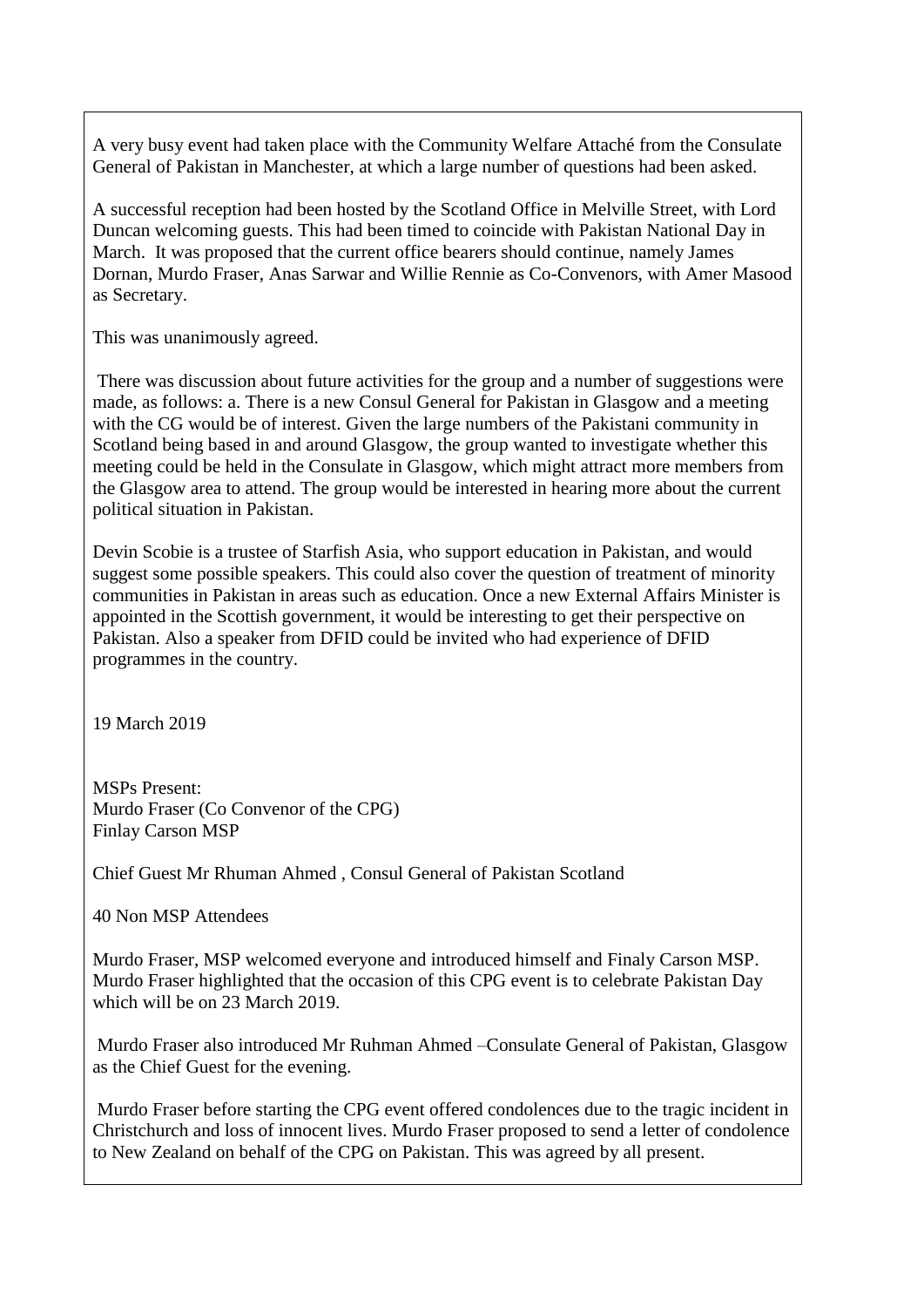A very busy event had taken place with the Community Welfare Attaché from the Consulate General of Pakistan in Manchester, at which a large number of questions had been asked.

A successful reception had been hosted by the Scotland Office in Melville Street, with Lord Duncan welcoming guests. This had been timed to coincide with Pakistan National Day in March. It was proposed that the current office bearers should continue, namely James Dornan, Murdo Fraser, Anas Sarwar and Willie Rennie as Co-Convenors, with Amer Masood as Secretary.

This was unanimously agreed.

There was discussion about future activities for the group and a number of suggestions were made, as follows: a. There is a new Consul General for Pakistan in Glasgow and a meeting with the CG would be of interest. Given the large numbers of the Pakistani community in Scotland being based in and around Glasgow, the group wanted to investigate whether this meeting could be held in the Consulate in Glasgow, which might attract more members from the Glasgow area to attend. The group would be interested in hearing more about the current political situation in Pakistan.

Devin Scobie is a trustee of Starfish Asia, who support education in Pakistan, and would suggest some possible speakers. This could also cover the question of treatment of minority communities in Pakistan in areas such as education. Once a new External Affairs Minister is appointed in the Scottish government, it would be interesting to get their perspective on Pakistan. Also a speaker from DFID could be invited who had experience of DFID programmes in the country.

19 March 2019

MSPs Present:
Murdo Fraser (Co Convenor of the CPG)
Finlay Carson MSP

Chief Guest Mr Rhuman Ahmed , Consul General of Pakistan Scotland

40 Non MSP Attendees

Murdo Fraser, MSP welcomed everyone and introduced himself and Finaly Carson MSP. Murdo Fraser highlighted that the occasion of this CPG event is to celebrate Pakistan Day which will be on 23 March 2019.

Murdo Fraser also introduced Mr Ruhman Ahmed –Consulate General of Pakistan, Glasgow as the Chief Guest for the evening.

Murdo Fraser before starting the CPG event offered condolences due to the tragic incident in Christchurch and loss of innocent lives. Murdo Fraser proposed to send a letter of condolence to New Zealand on behalf of the CPG on Pakistan. This was agreed by all present.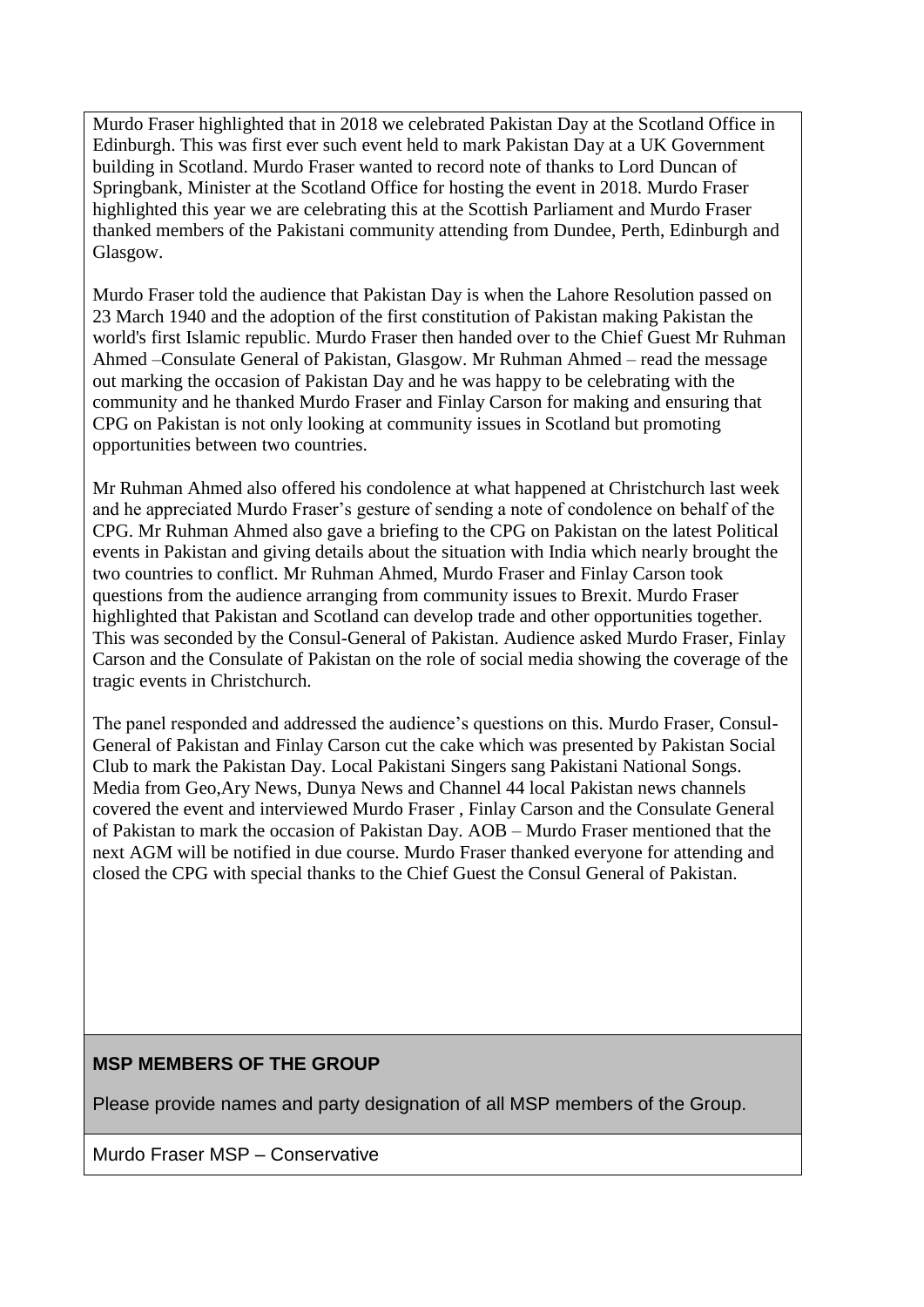Murdo Fraser highlighted that in 2018 we celebrated Pakistan Day at the Scotland Office in Edinburgh. This was first ever such event held to mark Pakistan Day at a UK Government building in Scotland. Murdo Fraser wanted to record note of thanks to Lord Duncan of Springbank, Minister at the Scotland Office for hosting the event in 2018. Murdo Fraser highlighted this year we are celebrating this at the Scottish Parliament and Murdo Fraser thanked members of the Pakistani community attending from Dundee, Perth, Edinburgh and Glasgow.

Murdo Fraser told the audience that Pakistan Day is when the Lahore Resolution passed on 23 March 1940 and the adoption of the first constitution of Pakistan making Pakistan the world's first Islamic republic. Murdo Fraser then handed over to the Chief Guest Mr Ruhman Ahmed –Consulate General of Pakistan, Glasgow. Mr Ruhman Ahmed – read the message out marking the occasion of Pakistan Day and he was happy to be celebrating with the community and he thanked Murdo Fraser and Finlay Carson for making and ensuring that CPG on Pakistan is not only looking at community issues in Scotland but promoting opportunities between two countries.

Mr Ruhman Ahmed also offered his condolence at what happened at Christchurch last week and he appreciated Murdo Fraser's gesture of sending a note of condolence on behalf of the CPG. Mr Ruhman Ahmed also gave a briefing to the CPG on Pakistan on the latest Political events in Pakistan and giving details about the situation with India which nearly brought the two countries to conflict. Mr Ruhman Ahmed, Murdo Fraser and Finlay Carson took questions from the audience arranging from community issues to Brexit. Murdo Fraser highlighted that Pakistan and Scotland can develop trade and other opportunities together. This was seconded by the Consul-General of Pakistan. Audience asked Murdo Fraser, Finlay Carson and the Consulate of Pakistan on the role of social media showing the coverage of the tragic events in Christchurch.

The panel responded and addressed the audience's questions on this. Murdo Fraser, Consul-General of Pakistan and Finlay Carson cut the cake which was presented by Pakistan Social Club to mark the Pakistan Day. Local Pakistani Singers sang Pakistani National Songs. Media from Geo,Ary News, Dunya News and Channel 44 local Pakistan news channels covered the event and interviewed Murdo Fraser , Finlay Carson and the Consulate General of Pakistan to mark the occasion of Pakistan Day. AOB – Murdo Fraser mentioned that the next AGM will be notified in due course. Murdo Fraser thanked everyone for attending and closed the CPG with special thanks to the Chief Guest the Consul General of Pakistan.

**MSP MEMBERS OF THE GROUP**

Please provide names and party designation of all MSP members of the Group.

Murdo Fraser MSP – Conservative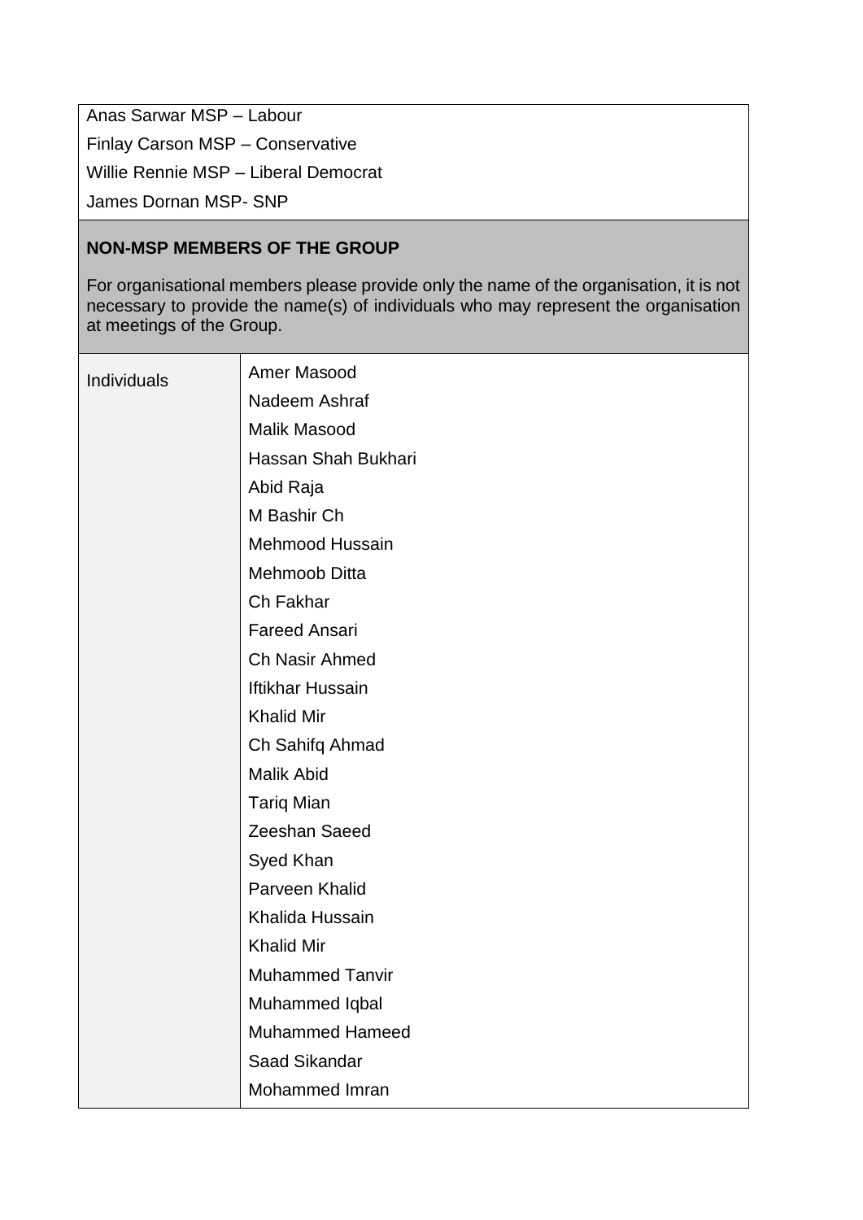Anas Sarwar MSP – Labour

Finlay Carson MSP – Conservative

Willie Rennie MSP – Liberal Democrat

James Dornan MSP- SNP

## NON-MSP MEMBERS OF THE GROUP

For organisational members please provide only the name of the organisation, it is not necessary to provide the name(s) of individuals who may represent the organisation at meetings of the Group.

| | |
|---|---|
| Individuals | Amer Masood<br>Nadeem Ashraf<br>Malik Masood<br>Hassan Shah Bukhari<br>Abid Raja<br>M Bashir Ch<br>Mehmood Hussain<br>Mehmoob Ditta<br>Ch Fakhar<br>Fareed Ansari<br>Ch Nasir Ahmed<br>Iftikhar Hussain<br>Khalid Mir<br>Ch Sahifq Ahmad<br>Malik Abid<br>Tariq Mian<br>Zeeshan Saeed<br>Syed Khan<br>Parveen Khalid<br>Khalida Hussain<br>Khalid Mir<br>Muhammed Tanvir<br>Muhammed Iqbal<br>Muhammed Hameed<br>Saad Sikandar<br>Mohammed Imran |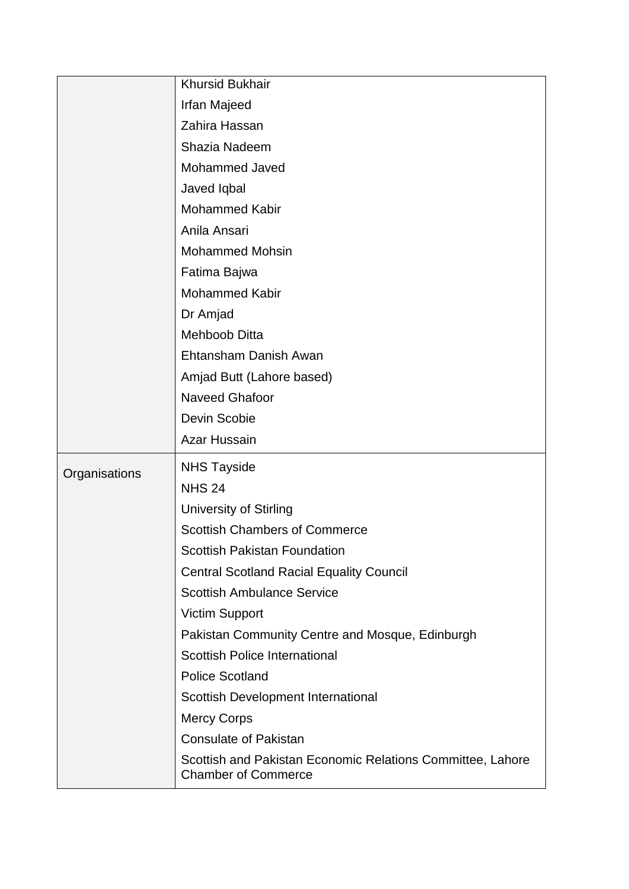| | |
|---|---|
| | Khursid Bukhair<br>Irfan Majeed<br>Zahira Hassan<br>Shazia Nadeem<br>Mohammed Javed<br>Javed Iqbal<br>Mohammed Kabir<br>Anila Ansari<br>Mohammed Mohsin<br>Fatima Bajwa<br>Mohammed Kabir<br>Dr Amjad<br>Mehboob Ditta<br>Ehtansham Danish Awan<br>Amjad Butt (Lahore based)<br>Naveed Ghafoor<br>Devin Scobie<br>Azar Hussain |
| Organisations | NHS Tayside<br>NHS 24<br>University of Stirling<br>Scottish Chambers of Commerce<br>Scottish Pakistan Foundation<br>Central Scotland Racial Equality Council<br>Scottish Ambulance Service<br>Victim Support<br>Pakistan Community Centre and Mosque, Edinburgh<br>Scottish Police International<br>Police Scotland<br>Scottish Development International<br>Mercy Corps<br>Consulate of Pakistan<br>Scottish and Pakistan Economic Relations Committee, Lahore Chamber of Commerce |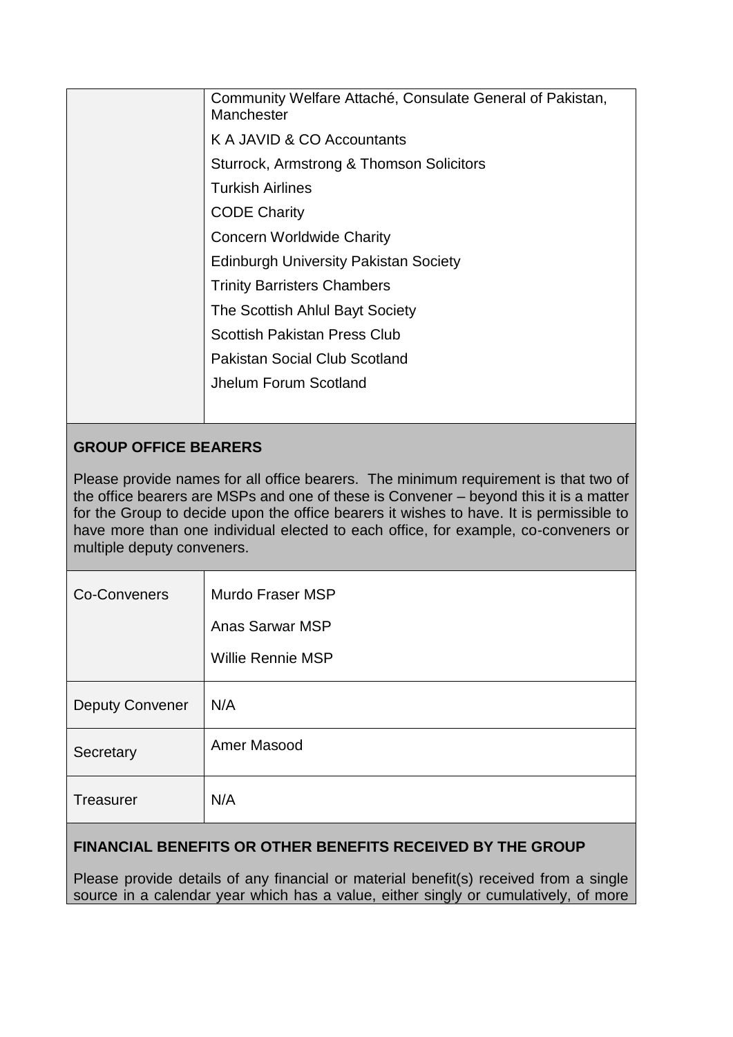| | |
|---|---|
| | Community Welfare Attaché, Consulate General of Pakistan, Manchester<br>K A JAVID & CO Accountants<br>Sturrock, Armstrong & Thomson Solicitors<br>Turkish Airlines<br>CODE Charity<br>Concern Worldwide Charity<br>Edinburgh University Pakistan Society<br>Trinity Barristers Chambers<br>The Scottish Ahlul Bayt Society<br>Scottish Pakistan Press Club<br>Pakistan Social Club Scotland<br>Jhelum Forum Scotland |

**GROUP OFFICE BEARERS**

Please provide names for all office bearers. The minimum requirement is that two of the office bearers are MSPs and one of these is Convener – beyond this it is a matter for the Group to decide upon the office bearers it wishes to have. It is permissible to have more than one individual elected to each office, for example, co-conveners or multiple deputy conveners.

| | |
|---|---|
| Co-Conveners | Murdo Fraser MSP<br>Anas Sarwar MSP<br>Willie Rennie MSP |
| Deputy Convener | N/A |
| Secretary | Amer Masood |
| Treasurer | N/A |

**FINANCIAL BENEFITS OR OTHER BENEFITS RECEIVED BY THE GROUP**

Please provide details of any financial or material benefit(s) received from a single source in a calendar year which has a value, either singly or cumulatively, of more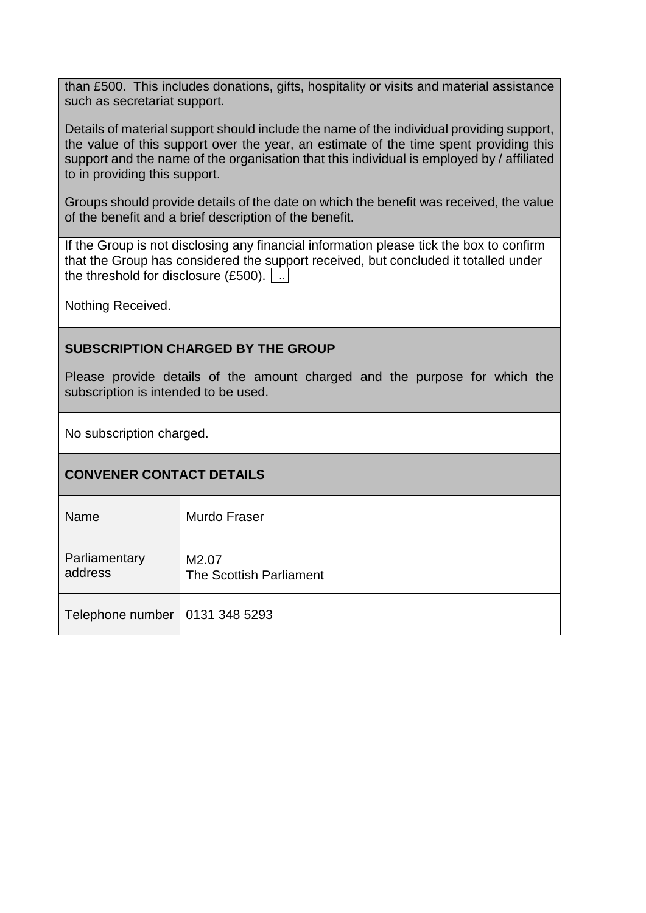than £500. This includes donations, gifts, hospitality or visits and material assistance such as secretariat support.

Details of material support should include the name of the individual providing support, the value of this support over the year, an estimate of the time spent providing this support and the name of the organisation that this individual is employed by / affiliated to in providing this support.

Groups should provide details of the date on which the benefit was received, the value of the benefit and a brief description of the benefit.

If the Group is not disclosing any financial information please tick the box to confirm that the Group has considered the support received, but concluded it totalled under the threshold for disclosure (£500). ☐

Nothing Received.

**SUBSCRIPTION CHARGED BY THE GROUP**

Please provide details of the amount charged and the purpose for which the subscription is intended to be used.

No subscription charged.

**CONVENER CONTACT DETAILS**

| | |
|---|---|
| Name | Murdo Fraser |
| Parliamentary address | M2.07<br>The Scottish Parliament |
| Telephone number | 0131 348 5293 |